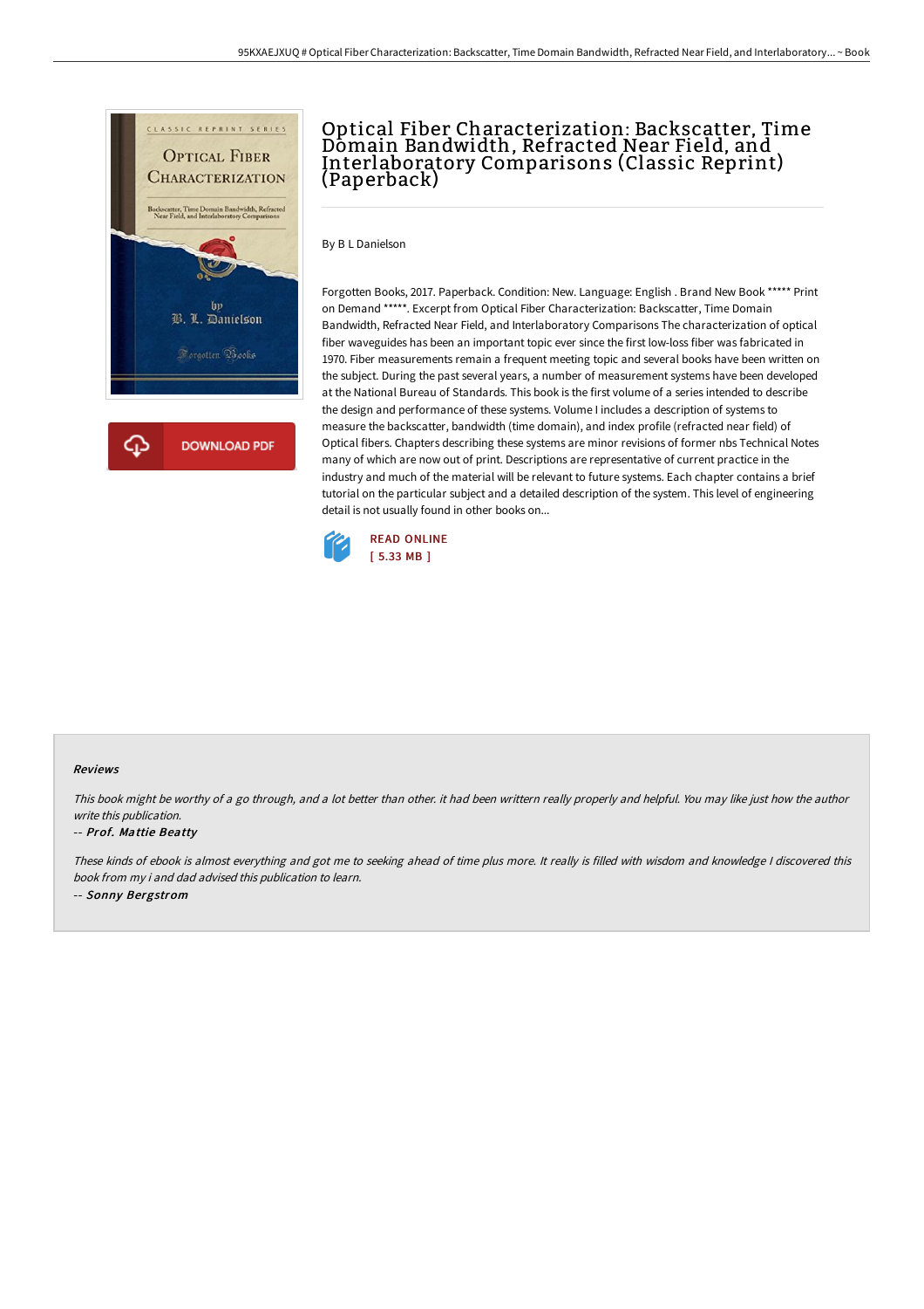# Optical Fiber Characterization: Backscatter, Time Domain Bandwidth, Refracted Near Field, and Interlaboratory Comparisons (Classic Reprint) (Paperback)

By B L Danielson

Forgotten Books, 2017. Paperback. Condition: New. Language: English . Brand New Book ***** Print on Demand *****. Excerpt from Optical Fiber Characterization: Backscatter, Time Domain Bandwidth, Refracted Near Field, and Interlaboratory Comparisons The characterization of optical fiber waveguides has been an important topic ever since the first low-loss fiber was fabricated in 1970. Fiber measurements remain a frequent meeting topic and several books have been written on the subject. During the past several years, a number of measurement systems have been developed at the National Bureau of Standards. This book is the first volume of a series intended to describe the design and performance of these systems. Volume I includes a description of systems to measure the backscatter, bandwidth (time domain), and index profile (refracted near field) of Optical fibers. Chapters describing these systems are minor revisions of former nbs Technical Notes many of which are now out of print. Descriptions are representative of current practice in the industry and much of the material will be relevant to future systems. Each chapter contains a brief tutorial on the particular subject and a detailed description of the system. This level of engineering detail is not usually found in other books on...

READ ONLINE
[ 5.33 MB ]

DOWNLOAD PDF

#### Reviews

*This book might be worthy of a go through, and a lot better than other. it had been writtern really properly and helpful. You may like just how the author write this publication.*

-- *Prof. Mattie Beatty*

*These kinds of ebook is almost everything and got me to seeking ahead of time plus more. It really is filled with wisdom and knowledge I discovered this book from my i and dad advised this publication to learn.*

-- *Sonny Bergstrom*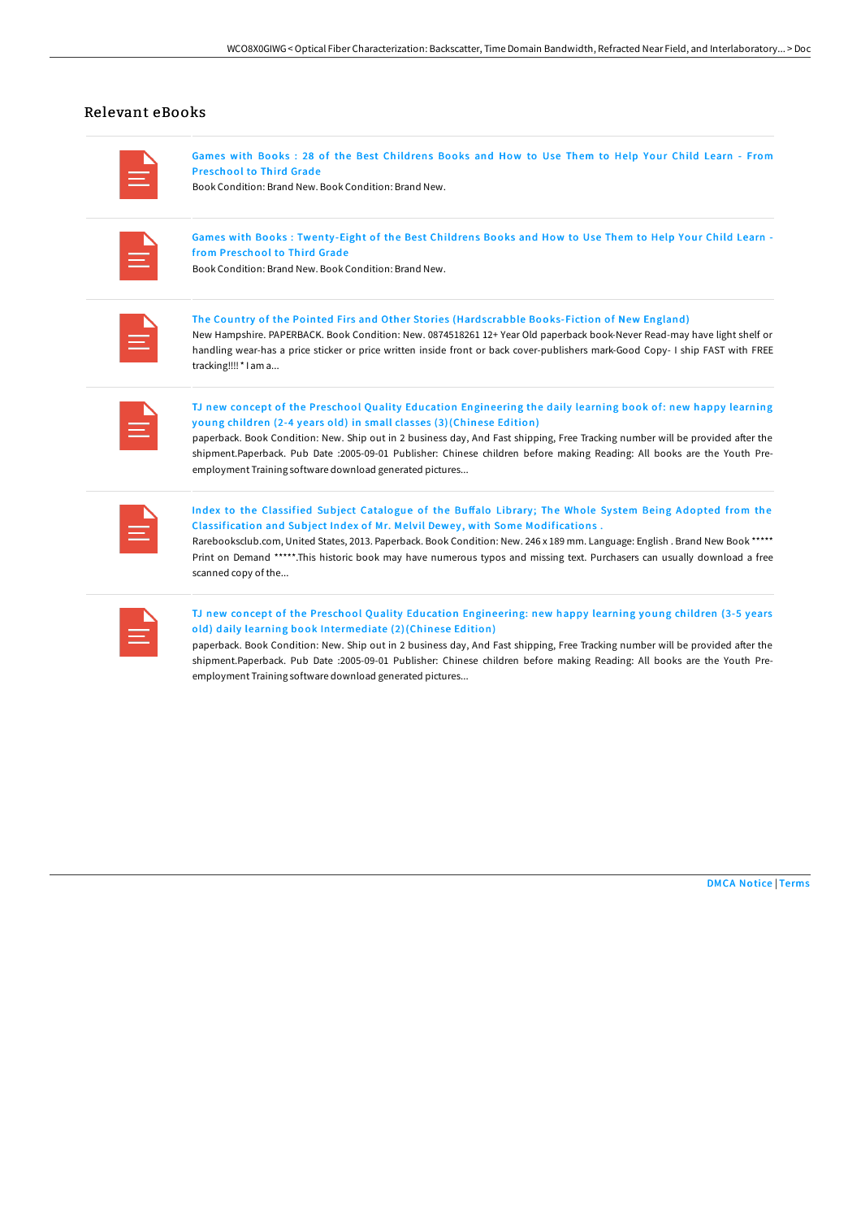## Relevant eBooks

**Games with Books : 28 of the Best Childrens Books and How to Use Them to Help Your Child Learn - From Preschool to Third Grade**

Book Condition: Brand New. Book Condition: Brand New.

**Games with Books : Twenty-Eight of the Best Childrens Books and How to Use Them to Help Your Child Learn - from Preschool to Third Grade**

Book Condition: Brand New. Book Condition: Brand New.

**The Country of the Pointed Firs and Other Stories (Hardscrabble Books-Fiction of New England)**

New Hampshire. PAPERBACK. Book Condition: New. 0874518261 12+ Year Old paperback book-Never Read-may have light shelf or handling wear-has a price sticker or price written inside front or back cover-publishers mark-Good Copy- I ship FAST with FREE tracking!!!! * I am a...

**TJ new concept of the Preschool Quality Education Engineering the daily learning book of: new happy learning young children (2-4 years old) in small classes (3)(Chinese Edition)**

paperback. Book Condition: New. Ship out in 2 business day, And Fast shipping, Free Tracking number will be provided after the shipment.Paperback. Pub Date :2005-09-01 Publisher: Chinese children before making Reading: All books are the Youth Pre-employment Training software download generated pictures...

**Index to the Classified Subject Catalogue of the Buffalo Library; The Whole System Being Adopted from the Classification and Subject Index of Mr. Melvil Dewey, with Some Modifications .**

Rarebooksclub.com, United States, 2013. Paperback. Book Condition: New. 246 x 189 mm. Language: English . Brand New Book ***** Print on Demand *****.This historic book may have numerous typos and missing text. Purchasers can usually download a free scanned copy of the...

**TJ new concept of the Preschool Quality Education Engineering: new happy learning young children (3-5 years old) daily learning book Intermediate (2)(Chinese Edition)**

paperback. Book Condition: New. Ship out in 2 business day, And Fast shipping, Free Tracking number will be provided after the shipment.Paperback. Pub Date :2005-09-01 Publisher: Chinese children before making Reading: All books are the Youth Pre-employment Training software download generated pictures...